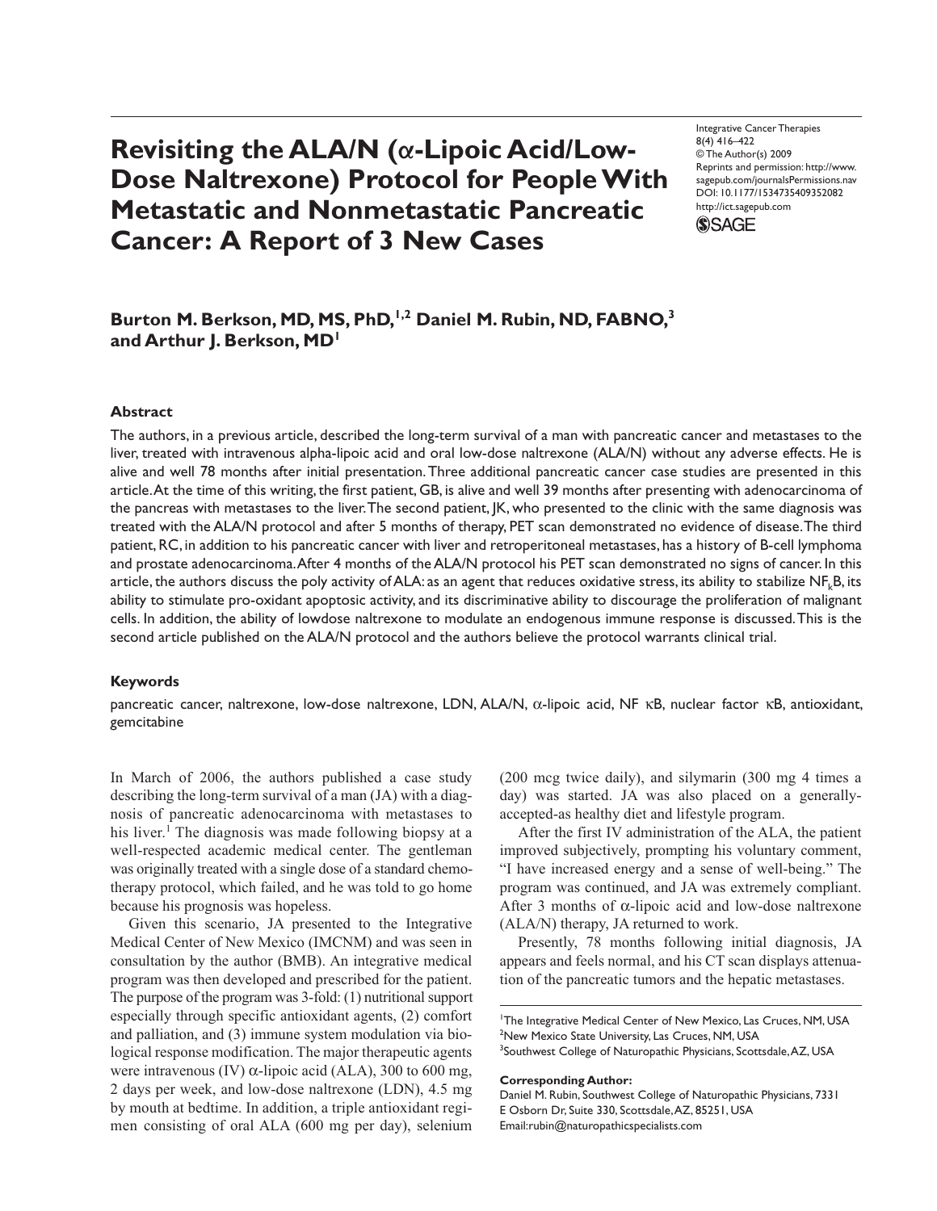# Revisiting the ALA/N (α-Lipoic Acid/Low-Dose Naltrexone) Protocol for People With Metastatic and Nonmetastatic Pancreatic Cancer: A Report of 3 New Cases

Integrative Cancer Therapies
8(4) 416–422
© The Author(s) 2009
Reprints and permission: http://www.sagepub.com/journalsPermissions.nav
DOI: 10.1177/1534735409352082
http://ict.sagepub.com

**Burton M. Berkson, MD, MS, PhD,[1,2] Daniel M. Rubin, ND, FABNO,[3] and Arthur J. Berkson, MD[1]**

## Abstract

The authors, in a previous article, described the long-term survival of a man with pancreatic cancer and metastases to the liver, treated with intravenous alpha-lipoic acid and oral low-dose naltrexone (ALA/N) without any adverse effects. He is alive and well 78 months after initial presentation. Three additional pancreatic cancer case studies are presented in this article. At the time of this writing, the first patient, GB, is alive and well 39 months after presenting with adenocarcinoma of the pancreas with metastases to the liver. The second patient, JK, who presented to the clinic with the same diagnosis was treated with the ALA/N protocol and after 5 months of therapy, PET scan demonstrated no evidence of disease. The third patient, RC, in addition to his pancreatic cancer with liver and retroperitoneal metastases, has a history of B-cell lymphoma and prostate adenocarcinoma. After 4 months of the ALA/N protocol his PET scan demonstrated no signs of cancer. In this article, the authors discuss the poly activity of ALA: as an agent that reduces oxidative stress, its ability to stabilize $NF_kB$, its ability to stimulate pro-oxidant apoptosic activity, and its discriminative ability to discourage the proliferation of malignant cells. In addition, the ability of lowdose naltrexone to modulate an endogenous immune response is discussed. This is the second article published on the ALA/N protocol and the authors believe the protocol warrants clinical trial.

## Keywords

pancreatic cancer, naltrexone, low-dose naltrexone, LDN, ALA/N, α-lipoic acid, NF κB, nuclear factor κB, antioxidant, gemcitabine

In March of 2006, the authors published a case study describing the long-term survival of a man (JA) with a diagnosis of pancreatic adenocarcinoma with metastases to his liver.[1] The diagnosis was made following biopsy at a well-respected academic medical center. The gentleman was originally treated with a single dose of a standard chemotherapy protocol, which failed, and he was told to go home because his prognosis was hopeless.

Given this scenario, JA presented to the Integrative Medical Center of New Mexico (IMCNM) and was seen in consultation by the author (BMB). An integrative medical program was then developed and prescribed for the patient. The purpose of the program was 3-fold: (1) nutritional support especially through specific antioxidant agents, (2) comfort and palliation, and (3) immune system modulation via biological response modification. The major therapeutic agents were intravenous (IV) α-lipoic acid (ALA), 300 to 600 mg, 2 days per week, and low-dose naltrexone (LDN), 4.5 mg by mouth at bedtime. In addition, a triple antioxidant regimen consisting of oral ALA (600 mg per day), selenium (200 mcg twice daily), and silymarin (300 mg 4 times a day) was started. JA was also placed on a generally-accepted-as healthy diet and lifestyle program.

After the first IV administration of the ALA, the patient improved subjectively, prompting his voluntary comment, "I have increased energy and a sense of well-being." The program was continued, and JA was extremely compliant. After 3 months of α-lipoic acid and low-dose naltrexone (ALA/N) therapy, JA returned to work.

Presently, 78 months following initial diagnosis, JA appears and feels normal, and his CT scan displays attenuation of the pancreatic tumors and the hepatic metastases.

[1]The Integrative Medical Center of New Mexico, Las Cruces, NM, USA
[2]New Mexico State University, Las Cruces, NM, USA
[3]Southwest College of Naturopathic Physicians, Scottsdale, AZ, USA

**Corresponding Author:**
Daniel M. Rubin, Southwest College of Naturopathic Physicians, 7331 E Osborn Dr, Suite 330, Scottsdale, AZ, 85251, USA
Email:rubin@naturopathicspecialists.com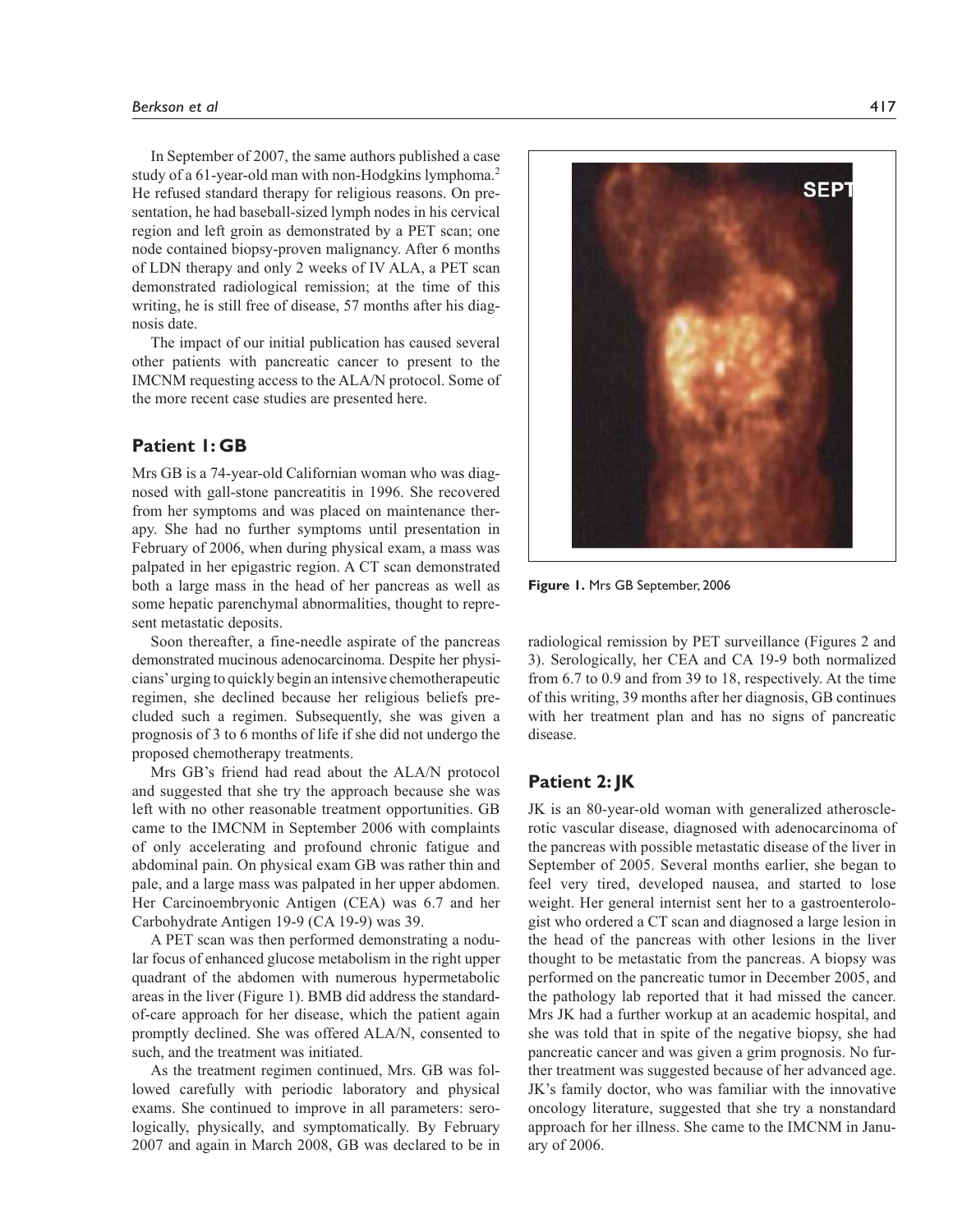In September of 2007, the same authors published a case study of a 61-year-old man with non-Hodgkins lymphoma.[2] He refused standard therapy for religious reasons. On presentation, he had baseball-sized lymph nodes in his cervical region and left groin as demonstrated by a PET scan; one node contained biopsy-proven malignancy. After 6 months of LDN therapy and only 2 weeks of IV ALA, a PET scan demonstrated radiological remission; at the time of this writing, he is still free of disease, 57 months after his diagnosis date.

The impact of our initial publication has caused several other patients with pancreatic cancer to present to the IMCNM requesting access to the ALA/N protocol. Some of the more recent case studies are presented here.

## Patient 1: GB

Mrs GB is a 74-year-old Californian woman who was diagnosed with gall-stone pancreatitis in 1996. She recovered from her symptoms and was placed on maintenance therapy. She had no further symptoms until presentation in February of 2006, when during physical exam, a mass was palpated in her epigastric region. A CT scan demonstrated both a large mass in the head of her pancreas as well as some hepatic parenchymal abnormalities, thought to represent metastatic deposits.

Soon thereafter, a fine-needle aspirate of the pancreas demonstrated mucinous adenocarcinoma. Despite her physicians' urging to quickly begin an intensive chemotherapeutic regimen, she declined because her religious beliefs precluded such a regimen. Subsequently, she was given a prognosis of 3 to 6 months of life if she did not undergo the proposed chemotherapy treatments.

Mrs GB's friend had read about the ALA/N protocol and suggested that she try the approach because she was left with no other reasonable treatment opportunities. GB came to the IMCNM in September 2006 with complaints of only accelerating and profound chronic fatigue and abdominal pain. On physical exam GB was rather thin and pale, and a large mass was palpated in her upper abdomen. Her Carcinoembryonic Antigen (CEA) was 6.7 and her Carbohydrate Antigen 19-9 (CA 19-9) was 39.

A PET scan was then performed demonstrating a nodular focus of enhanced glucose metabolism in the right upper quadrant of the abdomen with numerous hypermetabolic areas in the liver (Figure 1). BMB did address the standard-of-care approach for her disease, which the patient again promptly declined. She was offered ALA/N, consented to such, and the treatment was initiated.

As the treatment regimen continued, Mrs. GB was followed carefully with periodic laboratory and physical exams. She continued to improve in all parameters: serologically, physically, and symptomatically. By February 2007 and again in March 2008, GB was declared to be in radiological remission by PET surveillance (Figures 2 and 3). Serologically, her CEA and CA 19-9 both normalized from 6.7 to 0.9 and from 39 to 18, respectively. At the time of this writing, 39 months after her diagnosis, GB continues with her treatment plan and has no signs of pancreatic disease.

**Figure 1.** Mrs GB September, 2006

## Patient 2: JK

JK is an 80-year-old woman with generalized atherosclerotic vascular disease, diagnosed with adenocarcinoma of the pancreas with possible metastatic disease of the liver in September of 2005. Several months earlier, she began to feel very tired, developed nausea, and started to lose weight. Her general internist sent her to a gastroenterologist who ordered a CT scan and diagnosed a large lesion in the head of the pancreas with other lesions in the liver thought to be metastatic from the pancreas. A biopsy was performed on the pancreatic tumor in December 2005, and the pathology lab reported that it had missed the cancer. Mrs JK had a further workup at an academic hospital, and she was told that in spite of the negative biopsy, she had pancreatic cancer and was given a grim prognosis. No further treatment was suggested because of her advanced age. JK's family doctor, who was familiar with the innovative oncology literature, suggested that she try a nonstandard approach for her illness. She came to the IMCNM in January of 2006.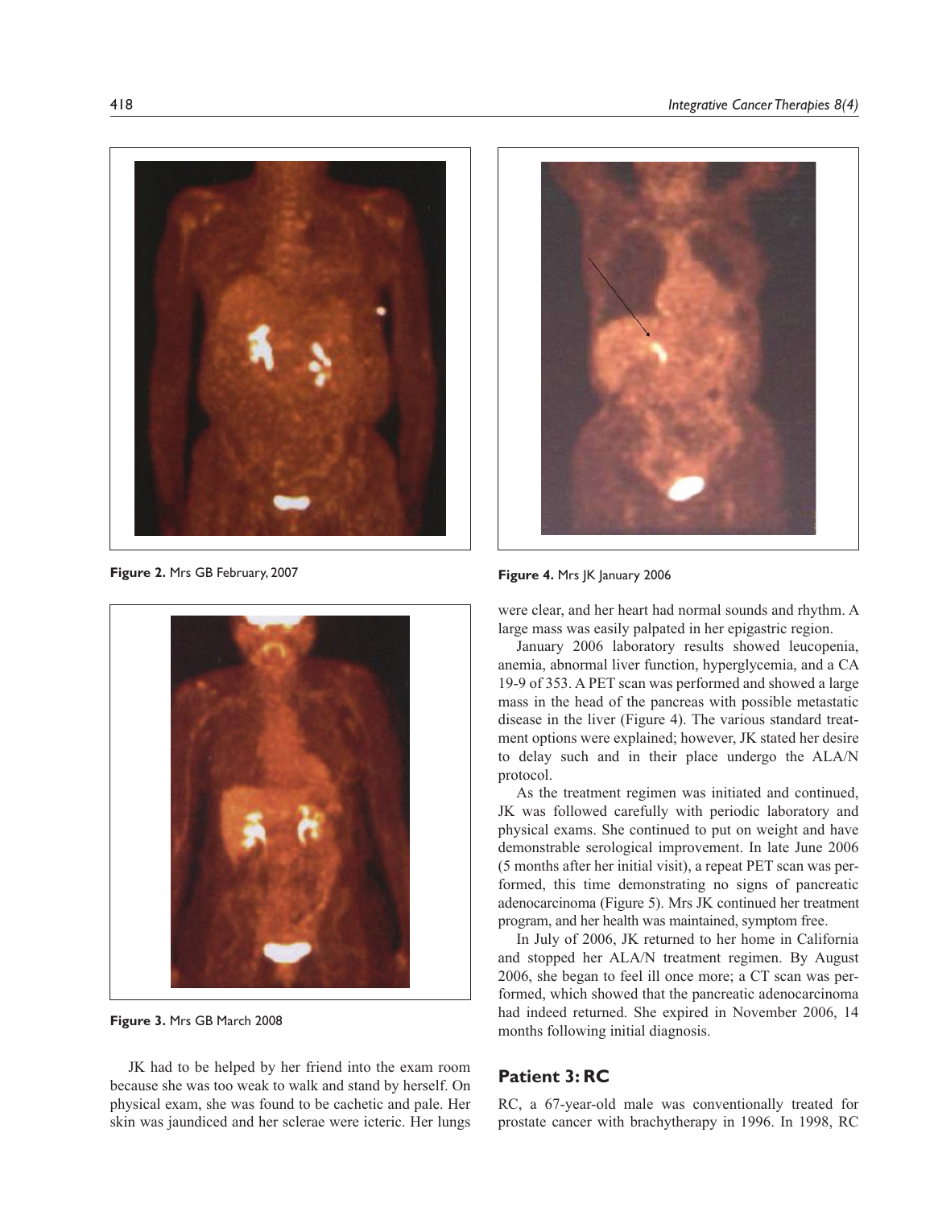Figure 2. Mrs GB February, 2007

Figure 3. Mrs GB March 2008

JK had to be helped by her friend into the exam room because she was too weak to walk and stand by herself. On physical exam, she was found to be cachetic and pale. Her skin was jaundiced and her sclerae were icteric. Her lungs were clear, and her heart had normal sounds and rhythm. A large mass was easily palpated in her epigastric region.

Figure 4. Mrs JK January 2006

January 2006 laboratory results showed leucopenia, anemia, abnormal liver function, hyperglycemia, and a CA 19-9 of 353. A PET scan was performed and showed a large mass in the head of the pancreas with possible metastatic disease in the liver (Figure 4). The various standard treatment options were explained; however, JK stated her desire to delay such and in their place undergo the ALA/N protocol.

As the treatment regimen was initiated and continued, JK was followed carefully with periodic laboratory and physical exams. She continued to put on weight and have demonstrable serological improvement. In late June 2006 (5 months after her initial visit), a repeat PET scan was performed, this time demonstrating no signs of pancreatic adenocarcinoma (Figure 5). Mrs JK continued her treatment program, and her health was maintained, symptom free.

In July of 2006, JK returned to her home in California and stopped her ALA/N treatment regimen. By August 2006, she began to feel ill once more; a CT scan was performed, which showed that the pancreatic adenocarcinoma had indeed returned. She expired in November 2006, 14 months following initial diagnosis.

## Patient 3: RC

RC, a 67-year-old male was conventionally treated for prostate cancer with brachytherapy in 1996. In 1998, RC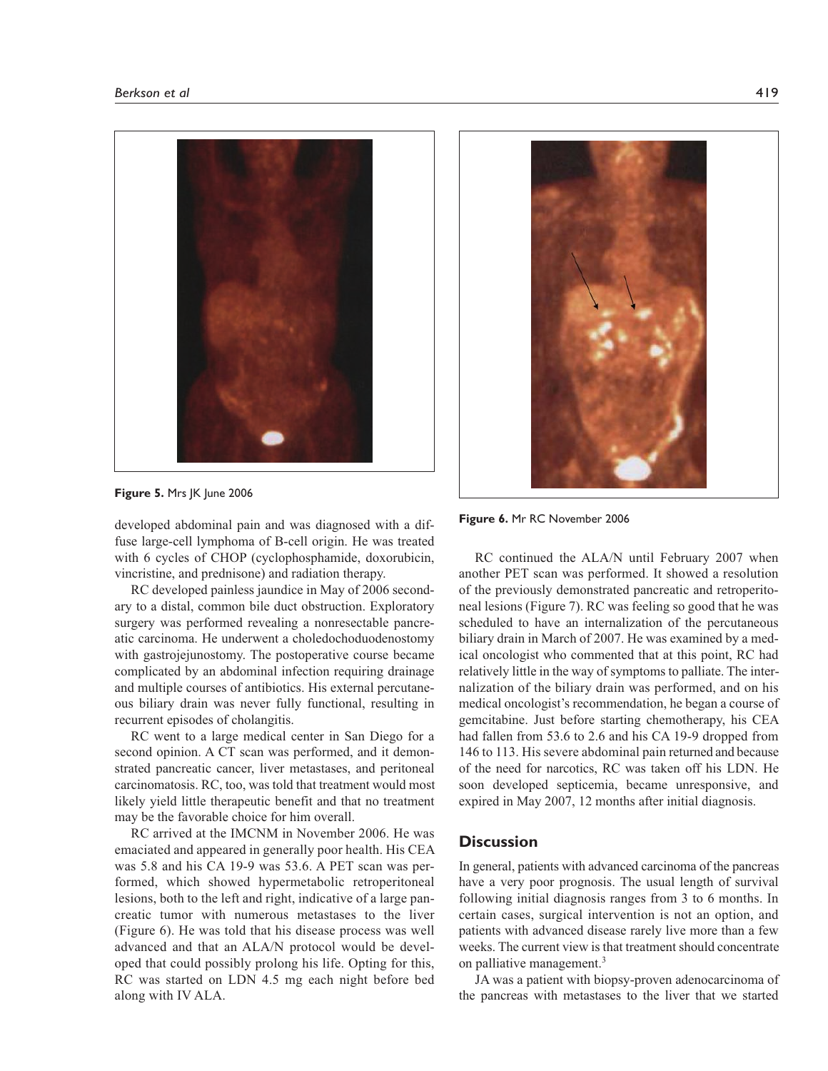Figure 5. Mrs JK June 2006

developed abdominal pain and was diagnosed with a diffuse large-cell lymphoma of B-cell origin. He was treated with 6 cycles of CHOP (cyclophosphamide, doxorubicin, vincristine, and prednisone) and radiation therapy.

RC developed painless jaundice in May of 2006 secondary to a distal, common bile duct obstruction. Exploratory surgery was performed revealing a nonresectable pancreatic carcinoma. He underwent a choledochoduodenostomy with gastrojejunostomy. The postoperative course became complicated by an abdominal infection requiring drainage and multiple courses of antibiotics. His external percutaneous biliary drain was never fully functional, resulting in recurrent episodes of cholangitis.

RC went to a large medical center in San Diego for a second opinion. A CT scan was performed, and it demonstrated pancreatic cancer, liver metastases, and peritoneal carcinomatosis. RC, too, was told that treatment would most likely yield little therapeutic benefit and that no treatment may be the favorable choice for him overall.

RC arrived at the IMCNM in November 2006. He was emaciated and appeared in generally poor health. His CEA was 5.8 and his CA 19-9 was 53.6. A PET scan was performed, which showed hypermetabolic retroperitoneal lesions, both to the left and right, indicative of a large pancreatic tumor with numerous metastases to the liver (Figure 6). He was told that his disease process was well advanced and that an ALA/N protocol would be developed that could possibly prolong his life. Opting for this, RC was started on LDN 4.5 mg each night before bed along with IV ALA.

Figure 6. Mr RC November 2006

RC continued the ALA/N until February 2007 when another PET scan was performed. It showed a resolution of the previously demonstrated pancreatic and retroperitoneal lesions (Figure 7). RC was feeling so good that he was scheduled to have an internalization of the percutaneous biliary drain in March of 2007. He was examined by a medical oncologist who commented that at this point, RC had relatively little in the way of symptoms to palliate. The internalization of the biliary drain was performed, and on his medical oncologist's recommendation, he began a course of gemcitabine. Just before starting chemotherapy, his CEA had fallen from 53.6 to 2.6 and his CA 19-9 dropped from 146 to 113. His severe abdominal pain returned and because of the need for narcotics, RC was taken off his LDN. He soon developed septicemia, became unresponsive, and expired in May 2007, 12 months after initial diagnosis.

## Discussion

In general, patients with advanced carcinoma of the pancreas have a very poor prognosis. The usual length of survival following initial diagnosis ranges from 3 to 6 months. In certain cases, surgical intervention is not an option, and patients with advanced disease rarely live more than a few weeks. The current view is that treatment should concentrate on palliative management.[3]

JA was a patient with biopsy-proven adenocarcinoma of the pancreas with metastases to the liver that we started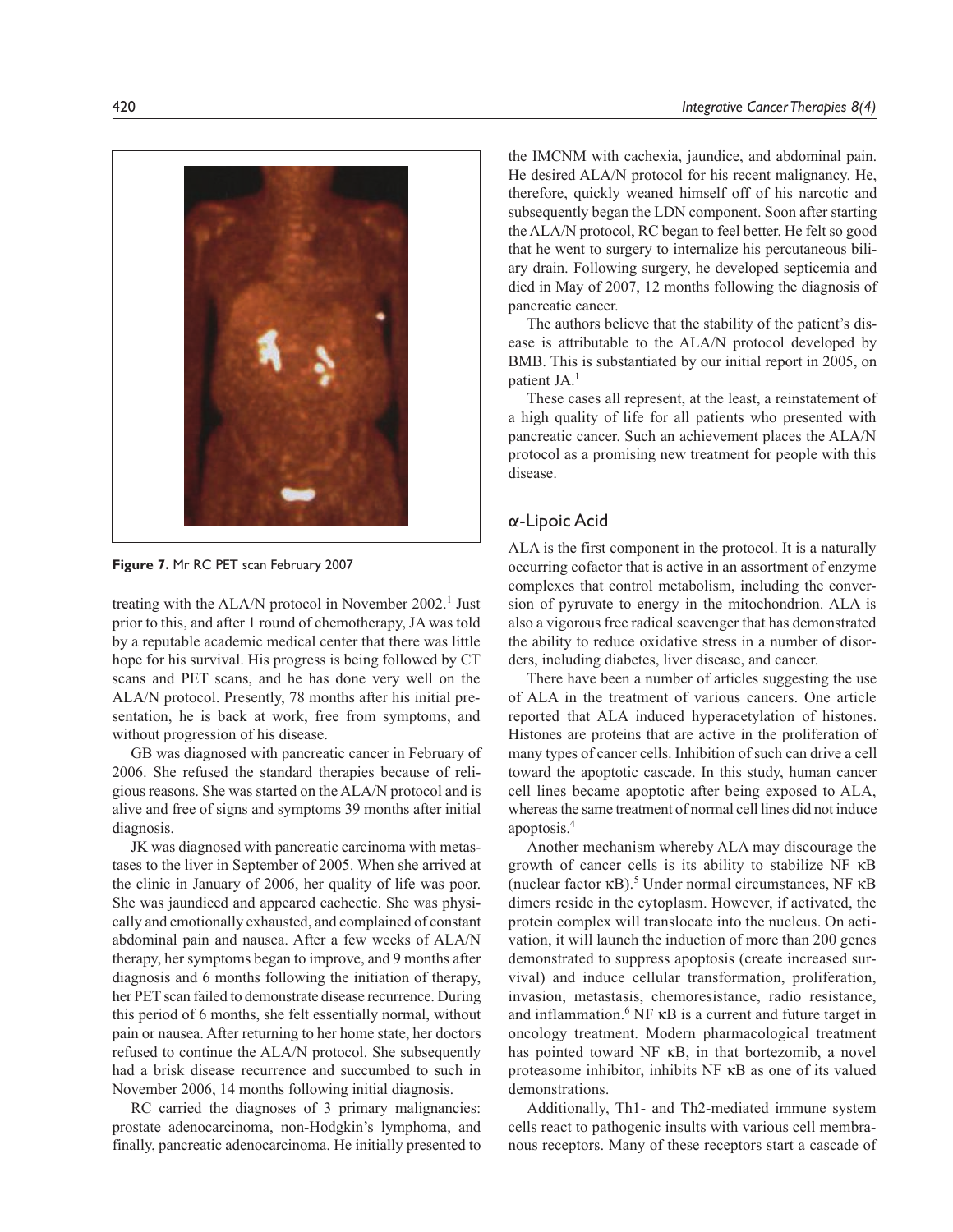**Figure 7.** Mr RC PET scan February 2007

treating with the ALA/N protocol in November 2002.[1] Just prior to this, and after 1 round of chemotherapy, JA was told by a reputable academic medical center that there was little hope for his survival. His progress is being followed by CT scans and PET scans, and he has done very well on the ALA/N protocol. Presently, 78 months after his initial presentation, he is back at work, free from symptoms, and without progression of his disease.

GB was diagnosed with pancreatic cancer in February of 2006. She refused the standard therapies because of religious reasons. She was started on the ALA/N protocol and is alive and free of signs and symptoms 39 months after initial diagnosis.

JK was diagnosed with pancreatic carcinoma with metastases to the liver in September of 2005. When she arrived at the clinic in January of 2006, her quality of life was poor. She was jaundiced and appeared cachectic. She was physically and emotionally exhausted, and complained of constant abdominal pain and nausea. After a few weeks of ALA/N therapy, her symptoms began to improve, and 9 months after diagnosis and 6 months following the initiation of therapy, her PET scan failed to demonstrate disease recurrence. During this period of 6 months, she felt essentially normal, without pain or nausea. After returning to her home state, her doctors refused to continue the ALA/N protocol. She subsequently had a brisk disease recurrence and succumbed to such in November 2006, 14 months following initial diagnosis.

RC carried the diagnoses of 3 primary malignancies: prostate adenocarcinoma, non-Hodgkin's lymphoma, and finally, pancreatic adenocarcinoma. He initially presented to the IMCNM with cachexia, jaundice, and abdominal pain. He desired ALA/N protocol for his recent malignancy. He, therefore, quickly weaned himself off of his narcotic and subsequently began the LDN component. Soon after starting the ALA/N protocol, RC began to feel better. He felt so good that he went to surgery to internalize his percutaneous biliary drain. Following surgery, he developed septicemia and died in May of 2007, 12 months following the diagnosis of pancreatic cancer.

The authors believe that the stability of the patient's disease is attributable to the ALA/N protocol developed by BMB. This is substantiated by our initial report in 2005, on patient JA.[1]

These cases all represent, at the least, a reinstatement of a high quality of life for all patients who presented with pancreatic cancer. Such an achievement places the ALA/N protocol as a promising new treatment for people with this disease.

## α-Lipoic Acid

ALA is the first component in the protocol. It is a naturally occurring cofactor that is active in an assortment of enzyme complexes that control metabolism, including the conversion of pyruvate to energy in the mitochondrion. ALA is also a vigorous free radical scavenger that has demonstrated the ability to reduce oxidative stress in a number of disorders, including diabetes, liver disease, and cancer.

There have been a number of articles suggesting the use of ALA in the treatment of various cancers. One article reported that ALA induced hyperacetylation of histones. Histones are proteins that are active in the proliferation of many types of cancer cells. Inhibition of such can drive a cell toward the apoptotic cascade. In this study, human cancer cell lines became apoptotic after being exposed to ALA, whereas the same treatment of normal cell lines did not induce apoptosis.[4]

Another mechanism whereby ALA may discourage the growth of cancer cells is its ability to stabilize NF κB (nuclear factor κB).[5] Under normal circumstances, NF κB dimers reside in the cytoplasm. However, if activated, the protein complex will translocate into the nucleus. On activation, it will launch the induction of more than 200 genes demonstrated to suppress apoptosis (create increased survival) and induce cellular transformation, proliferation, invasion, metastasis, chemoresistance, radio resistance, and inflammation.[6] NF κB is a current and future target in oncology treatment. Modern pharmacological treatment has pointed toward NF κB, in that bortezomib, a novel proteasome inhibitor, inhibits NF κB as one of its valued demonstrations.

Additionally, Th1- and Th2-mediated immune system cells react to pathogenic insults with various cell membranous receptors. Many of these receptors start a cascade of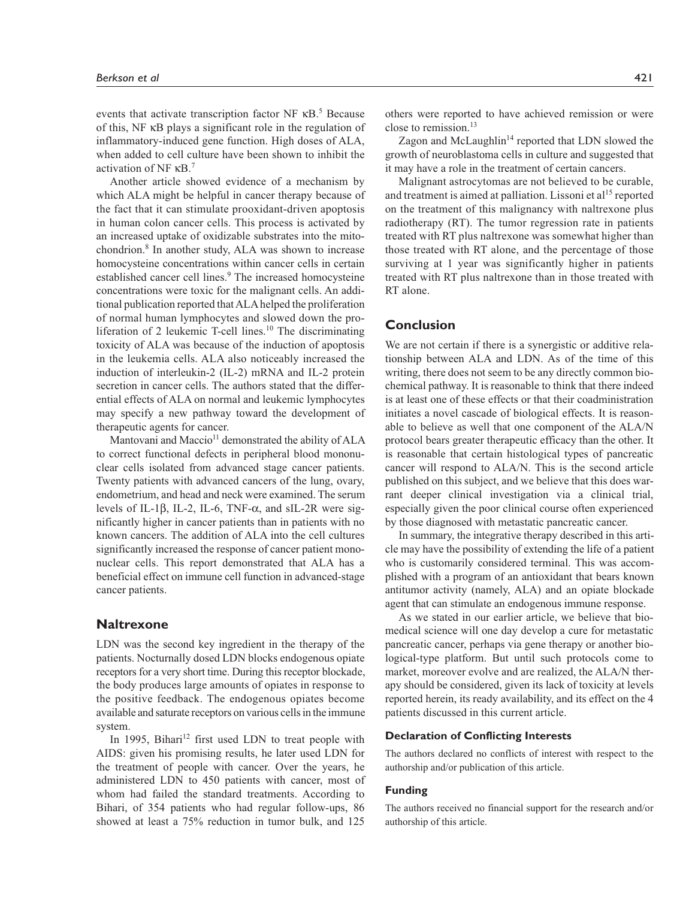events that activate transcription factor NF κB.[5] Because of this, NF κB plays a significant role in the regulation of inflammatory-induced gene function. High doses of ALA, when added to cell culture have been shown to inhibit the activation of NF κB.[7]

Another article showed evidence of a mechanism by which ALA might be helpful in cancer therapy because of the fact that it can stimulate prooxidant-driven apoptosis in human colon cancer cells. This process is activated by an increased uptake of oxidizable substrates into the mitochondrion.[8] In another study, ALA was shown to increase homocysteine concentrations within cancer cells in certain established cancer cell lines.[9] The increased homocysteine concentrations were toxic for the malignant cells. An additional publication reported that ALA helped the proliferation of normal human lymphocytes and slowed down the proliferation of 2 leukemic T-cell lines.[10] The discriminating toxicity of ALA was because of the induction of apoptosis in the leukemia cells. ALA also noticeably increased the induction of interleukin-2 (IL-2) mRNA and IL-2 protein secretion in cancer cells. The authors stated that the differential effects of ALA on normal and leukemic lymphocytes may specify a new pathway toward the development of therapeutic agents for cancer.

Mantovani and Maccio[11] demonstrated the ability of ALA to correct functional defects in peripheral blood mononuclear cells isolated from advanced stage cancer patients. Twenty patients with advanced cancers of the lung, ovary, endometrium, and head and neck were examined. The serum levels of IL-1β, IL-2, IL-6, TNF-α, and sIL-2R were significantly higher in cancer patients than in patients with no known cancers. The addition of ALA into the cell cultures significantly increased the response of cancer patient mononuclear cells. This report demonstrated that ALA has a beneficial effect on immune cell function in advanced-stage cancer patients.

## Naltrexone

LDN was the second key ingredient in the therapy of the patients. Nocturnally dosed LDN blocks endogenous opiate receptors for a very short time. During this receptor blockade, the body produces large amounts of opiates in response to the positive feedback. The endogenous opiates become available and saturate receptors on various cells in the immune system.

In 1995, Bihari[12] first used LDN to treat people with AIDS: given his promising results, he later used LDN for the treatment of people with cancer. Over the years, he administered LDN to 450 patients with cancer, most of whom had failed the standard treatments. According to Bihari, of 354 patients who had regular follow-ups, 86 showed at least a 75% reduction in tumor bulk, and 125 others were reported to have achieved remission or were close to remission.[13]

Zagon and McLaughlin[14] reported that LDN slowed the growth of neuroblastoma cells in culture and suggested that it may have a role in the treatment of certain cancers.

Malignant astrocytomas are not believed to be curable, and treatment is aimed at palliation. Lissoni et al[15] reported on the treatment of this malignancy with naltrexone plus radiotherapy (RT). The tumor regression rate in patients treated with RT plus naltrexone was somewhat higher than those treated with RT alone, and the percentage of those surviving at 1 year was significantly higher in patients treated with RT plus naltrexone than in those treated with RT alone.

## Conclusion

We are not certain if there is a synergistic or additive relationship between ALA and LDN. As of the time of this writing, there does not seem to be any directly common biochemical pathway. It is reasonable to think that there indeed is at least one of these effects or that their coadministration initiates a novel cascade of biological effects. It is reasonable to believe as well that one component of the ALA/N protocol bears greater therapeutic efficacy than the other. It is reasonable that certain histological types of pancreatic cancer will respond to ALA/N. This is the second article published on this subject, and we believe that this does warrant deeper clinical investigation via a clinical trial, especially given the poor clinical course often experienced by those diagnosed with metastatic pancreatic cancer.

In summary, the integrative therapy described in this article may have the possibility of extending the life of a patient who is customarily considered terminal. This was accomplished with a program of an antioxidant that bears known antitumor activity (namely, ALA) and an opiate blockade agent that can stimulate an endogenous immune response.

As we stated in our earlier article, we believe that biomedical science will one day develop a cure for metastatic pancreatic cancer, perhaps via gene therapy or another biological-type platform. But until such protocols come to market, moreover evolve and are realized, the ALA/N therapy should be considered, given its lack of toxicity at levels reported herein, its ready availability, and its effect on the 4 patients discussed in this current article.

### Declaration of Conflicting Interests

The authors declared no conflicts of interest with respect to the authorship and/or publication of this article.

### Funding

The authors received no financial support for the research and/or authorship of this article.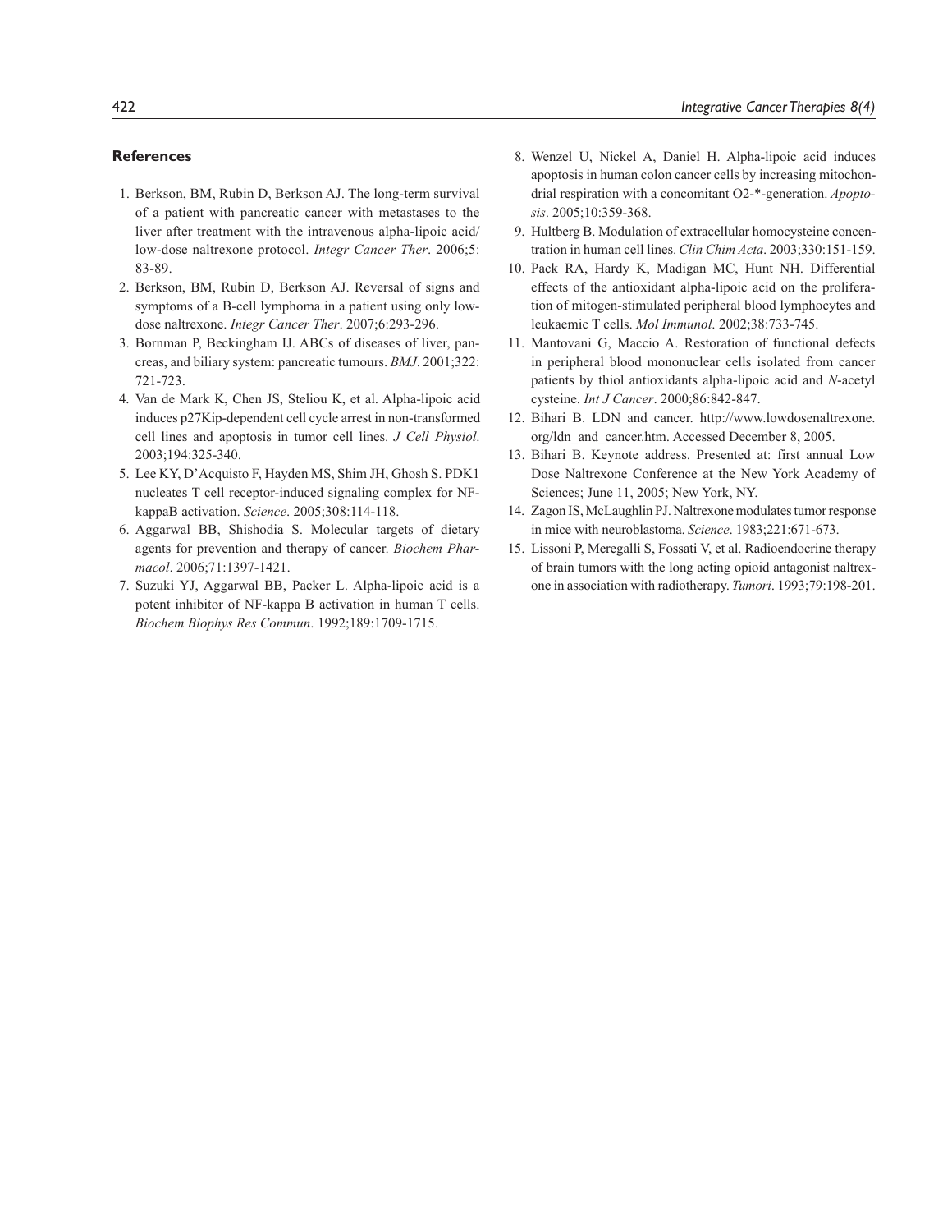## References

1. Berkson, BM, Rubin D, Berkson AJ. The long-term survival of a patient with pancreatic cancer with metastases to the liver after treatment with the intravenous alpha-lipoic acid/low-dose naltrexone protocol. *Integr Cancer Ther*. 2006;5:83-89.
2. Berkson, BM, Rubin D, Berkson AJ. Reversal of signs and symptoms of a B-cell lymphoma in a patient using only low-dose naltrexone. *Integr Cancer Ther*. 2007;6:293-296.
3. Bornman P, Beckingham IJ. ABCs of diseases of liver, pancreas, and biliary system: pancreatic tumours. *BMJ*. 2001;322:721-723.
4. Van de Mark K, Chen JS, Steliou K, et al. Alpha-lipoic acid induces p27Kip-dependent cell cycle arrest in non-transformed cell lines and apoptosis in tumor cell lines. *J Cell Physiol*. 2003;194:325-340.
5. Lee KY, D'Acquisto F, Hayden MS, Shim JH, Ghosh S. PDK1 nucleates T cell receptor-induced signaling complex for NF-kappaB activation. *Science*. 2005;308:114-118.
6. Aggarwal BB, Shishodia S. Molecular targets of dietary agents for prevention and therapy of cancer. *Biochem Pharmacol*. 2006;71:1397-1421.
7. Suzuki YJ, Aggarwal BB, Packer L. Alpha-lipoic acid is a potent inhibitor of NF-kappa B activation in human T cells. *Biochem Biophys Res Commun*. 1992;189:1709-1715.
8. Wenzel U, Nickel A, Daniel H. Alpha-lipoic acid induces apoptosis in human colon cancer cells by increasing mitochondrial respiration with a concomitant O2-*-generation. *Apoptosis*. 2005;10:359-368.
9. Hultberg B. Modulation of extracellular homocysteine concentration in human cell lines. *Clin Chim Acta*. 2003;330:151-159.
10. Pack RA, Hardy K, Madigan MC, Hunt NH. Differential effects of the antioxidant alpha-lipoic acid on the proliferation of mitogen-stimulated peripheral blood lymphocytes and leukaemic T cells. *Mol Immunol*. 2002;38:733-745.
11. Mantovani G, Maccio A. Restoration of functional defects in peripheral blood mononuclear cells isolated from cancer patients by thiol antioxidants alpha-lipoic acid and *N*-acetyl cysteine. *Int J Cancer*. 2000;86:842-847.
12. Bihari B. LDN and cancer. http://www.lowdosenaltrexone.org/ldn_and_cancer.htm. Accessed December 8, 2005.
13. Bihari B. Keynote address. Presented at: first annual Low Dose Naltrexone Conference at the New York Academy of Sciences; June 11, 2005; New York, NY.
14. Zagon IS, McLaughlin PJ. Naltrexone modulates tumor response in mice with neuroblastoma. *Science*. 1983;221:671-673.
15. Lissoni P, Meregalli S, Fossati V, et al. Radioendocrine therapy of brain tumors with the long acting opioid antagonist naltrexone in association with radiotherapy. *Tumori*. 1993;79:198-201.